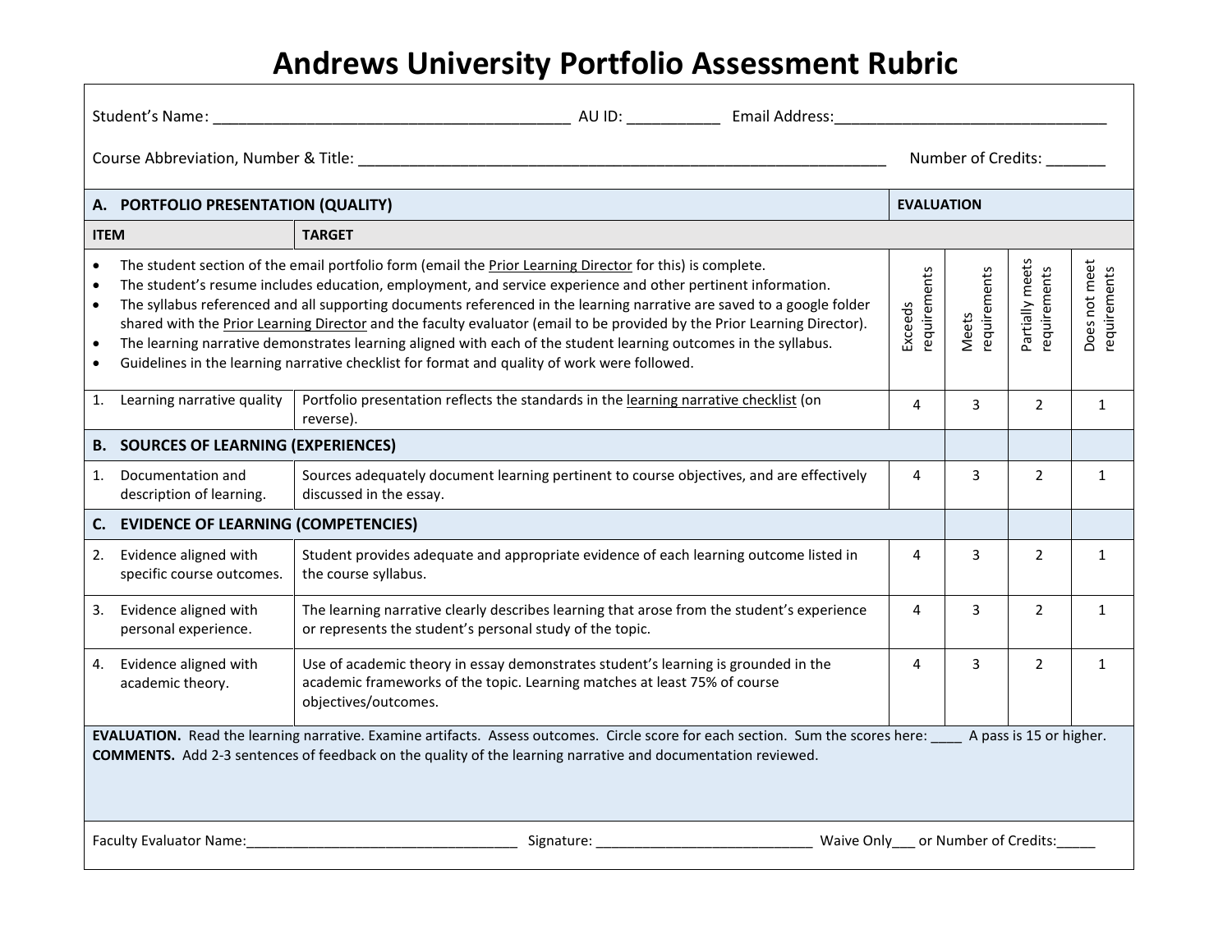# Andrews University Portfolio Assessment Rubric

Student's Name: ________________________________________ AU ID: __________ Email Address:______________________________

Course Abbreviation, Number & Title: __________________________________________________________ Number of Credits: _______

| A. PORTFOLIO PRESENTATION (QUALITY) | | EVALUATION | | | |
|---|---|---|---|---|---|
| **ITEM** | **TARGET** | | | | |
| • The student section of the email portfolio form (email the Prior Learning Director for this) is complete.<br>• The student's resume includes education, employment, and service experience and other pertinent information.<br>• The syllabus referenced and all supporting documents referenced in the learning narrative are saved to a google folder shared with the Prior Learning Director and the faculty evaluator (email to be provided by the Prior Learning Director).<br>• The learning narrative demonstrates learning aligned with each of the student learning outcomes in the syllabus.<br>• Guidelines in the learning narrative checklist for format and quality of work were followed. | | Exceeds requirements | Meets requirements | Partially meets requirements | Does not meet requirements |
| 1. Learning narrative quality | Portfolio presentation reflects the standards in the learning narrative checklist (on reverse). | 4 | 3 | 2 | 1 |
| **B. SOURCES OF LEARNING (EXPERIENCES)** | | | | | |
| 1. Documentation and description of learning. | Sources adequately document learning pertinent to course objectives, and are effectively discussed in the essay. | 4 | 3 | 2 | 1 |
| **C. EVIDENCE OF LEARNING (COMPETENCIES)** | | | | | |
| 2. Evidence aligned with specific course outcomes. | Student provides adequate and appropriate evidence of each learning outcome listed in the course syllabus. | 4 | 3 | 2 | 1 |
| 3. Evidence aligned with personal experience. | The learning narrative clearly describes learning that arose from the student's experience or represents the student's personal study of the topic. | 4 | 3 | 2 | 1 |
| 4. Evidence aligned with academic theory. | Use of academic theory in essay demonstrates student's learning is grounded in the academic frameworks of the topic. Learning matches at least 75% of course objectives/outcomes. | 4 | 3 | 2 | 1 |

**EVALUATION.** Read the learning narrative. Examine artifacts. Assess outcomes. Circle score for each section. Sum the scores here: ____ A pass is 15 or higher.

**COMMENTS.** Add 2-3 sentences of feedback on the quality of the learning narrative and documentation reviewed.

Faculty Evaluator Name:_________________________________ Signature: ___________________________ Waive Only___ or Number of Credits:_____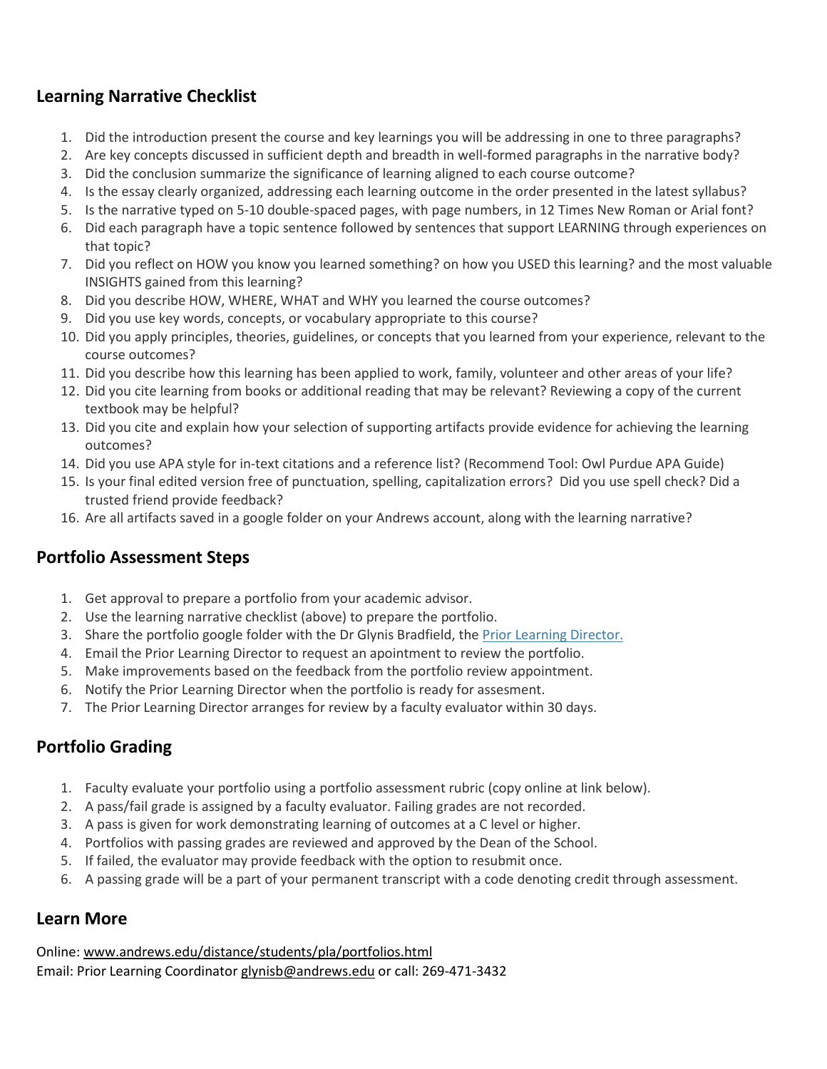## Learning Narrative Checklist

1. Did the introduction present the course and key learnings you will be addressing in one to three paragraphs?
2. Are key concepts discussed in sufficient depth and breadth in well-formed paragraphs in the narrative body?
3. Did the conclusion summarize the significance of learning aligned to each course outcome?
4. Is the essay clearly organized, addressing each learning outcome in the order presented in the latest syllabus?
5. Is the narrative typed on 5-10 double-spaced pages, with page numbers, in 12 Times New Roman or Arial font?
6. Did each paragraph have a topic sentence followed by sentences that support LEARNING through experiences on that topic?
7. Did you reflect on HOW you know you learned something? on how you USED this learning? and the most valuable INSIGHTS gained from this learning?
8. Did you describe HOW, WHERE, WHAT and WHY you learned the course outcomes?
9. Did you use key words, concepts, or vocabulary appropriate to this course?
10. Did you apply principles, theories, guidelines, or concepts that you learned from your experience, relevant to the course outcomes?
11. Did you describe how this learning has been applied to work, family, volunteer and other areas of your life?
12. Did you cite learning from books or additional reading that may be relevant? Reviewing a copy of the current textbook may be helpful?
13. Did you cite and explain how your selection of supporting artifacts provide evidence for achieving the learning outcomes?
14. Did you use APA style for in-text citations and a reference list? (Recommend Tool: Owl Purdue APA Guide)
15. Is your final edited version free of punctuation, spelling, capitalization errors? Did you use spell check? Did a trusted friend provide feedback?
16. Are all artifacts saved in a google folder on your Andrews account, along with the learning narrative?

## Portfolio Assessment Steps

1. Get approval to prepare a portfolio from your academic advisor.
2. Use the learning narrative checklist (above) to prepare the portfolio.
3. Share the portfolio google folder with the Dr Glynis Bradfield, the [Prior Learning Director.]
4. Email the Prior Learning Director to request an apointment to review the portfolio.
5. Make improvements based on the feedback from the portfolio review appointment.
6. Notify the Prior Learning Director when the portfolio is ready for assesment.
7. The Prior Learning Director arranges for review by a faculty evaluator within 30 days.

## Portfolio Grading

1. Faculty evaluate your portfolio using a portfolio assessment rubric (copy online at link below).
2. A pass/fail grade is assigned by a faculty evaluator. Failing grades are not recorded.
3. A pass is given for work demonstrating learning of outcomes at a C level or higher.
4. Portfolios with passing grades are reviewed and approved by the Dean of the School.
5. If failed, the evaluator may provide feedback with the option to resubmit once.
6. A passing grade will be a part of your permanent transcript with a code denoting credit through assessment.

## Learn More

Online: www.andrews.edu/distance/students/pla/portfolios.html
Email: Prior Learning Coordinator glynisb@andrews.edu or call: 269-471-3432